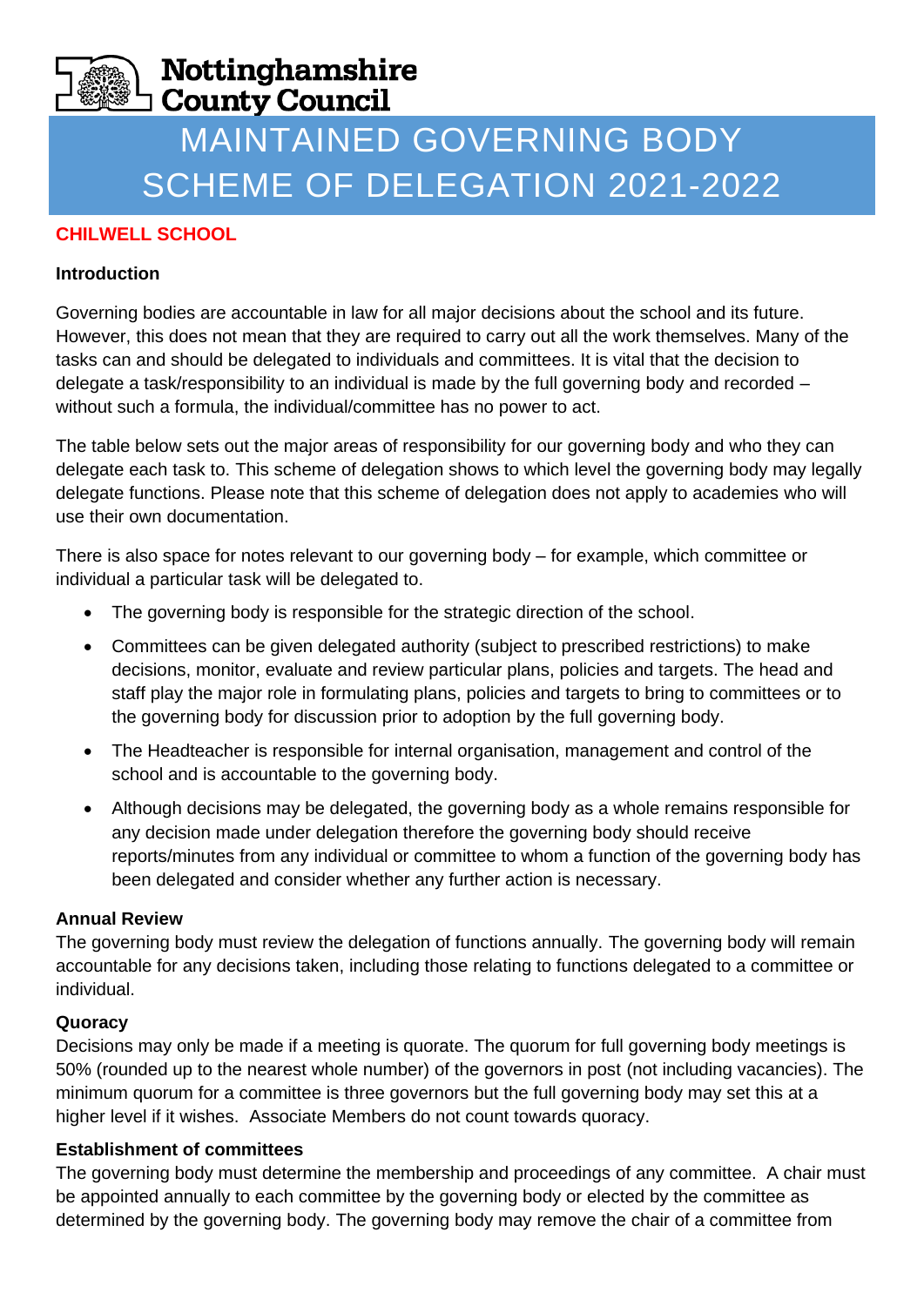Nottinghamshire County Council

# MAINTAINED GOVERNING BODY SCHEME OF DELEGATION 2021-2022

**CHILWELL SCHOOL**

**Introduction**

Governing bodies are accountable in law for all major decisions about the school and its future. However, this does not mean that they are required to carry out all the work themselves. Many of the tasks can and should be delegated to individuals and committees. It is vital that the decision to delegate a task/responsibility to an individual is made by the full governing body and recorded – without such a formula, the individual/committee has no power to act.

The table below sets out the major areas of responsibility for our governing body and who they can delegate each task to. This scheme of delegation shows to which level the governing body may legally delegate functions. Please note that this scheme of delegation does not apply to academies who will use their own documentation.

There is also space for notes relevant to our governing body – for example, which committee or individual a particular task will be delegated to.

- The governing body is responsible for the strategic direction of the school.
- Committees can be given delegated authority (subject to prescribed restrictions) to make decisions, monitor, evaluate and review particular plans, policies and targets. The head and staff play the major role in formulating plans, policies and targets to bring to committees or to the governing body for discussion prior to adoption by the full governing body.
- The Headteacher is responsible for internal organisation, management and control of the school and is accountable to the governing body.
- Although decisions may be delegated, the governing body as a whole remains responsible for any decision made under delegation therefore the governing body should receive reports/minutes from any individual or committee to whom a function of the governing body has been delegated and consider whether any further action is necessary.

**Annual Review**

The governing body must review the delegation of functions annually. The governing body will remain accountable for any decisions taken, including those relating to functions delegated to a committee or individual.

**Quoracy**

Decisions may only be made if a meeting is quorate. The quorum for full governing body meetings is 50% (rounded up to the nearest whole number) of the governors in post (not including vacancies). The minimum quorum for a committee is three governors but the full governing body may set this at a higher level if it wishes. Associate Members do not count towards quoracy.

**Establishment of committees**

The governing body must determine the membership and proceedings of any committee. A chair must be appointed annually to each committee by the governing body or elected by the committee as determined by the governing body. The governing body may remove the chair of a committee from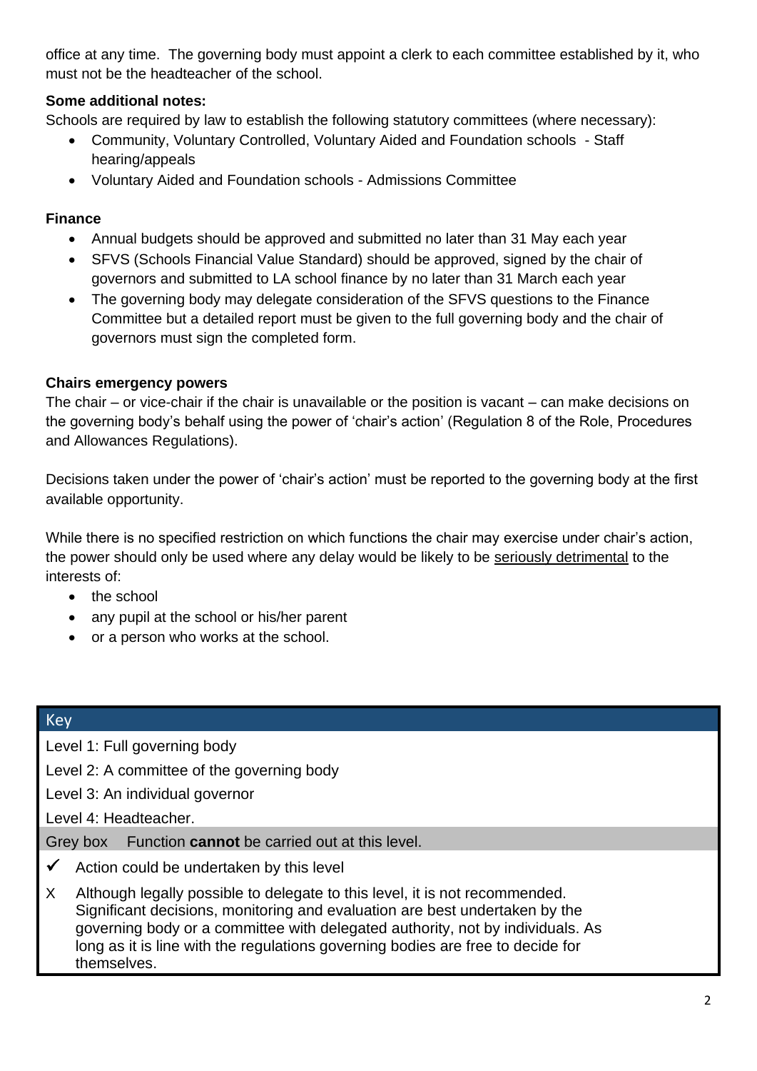office at any time. The governing body must appoint a clerk to each committee established by it, who must not be the headteacher of the school.

**Some additional notes:**

Schools are required by law to establish the following statutory committees (where necessary):

- Community, Voluntary Controlled, Voluntary Aided and Foundation schools - Staff hearing/appeals
- Voluntary Aided and Foundation schools - Admissions Committee

**Finance**

- Annual budgets should be approved and submitted no later than 31 May each year
- SFVS (Schools Financial Value Standard) should be approved, signed by the chair of governors and submitted to LA school finance by no later than 31 March each year
- The governing body may delegate consideration of the SFVS questions to the Finance Committee but a detailed report must be given to the full governing body and the chair of governors must sign the completed form.

**Chairs emergency powers**

The chair – or vice-chair if the chair is unavailable or the position is vacant – can make decisions on the governing body's behalf using the power of 'chair's action' (Regulation 8 of the Role, Procedures and Allowances Regulations).

Decisions taken under the power of 'chair's action' must be reported to the governing body at the first available opportunity.

While there is no specified restriction on which functions the chair may exercise under chair's action, the power should only be used where any delay would be likely to be seriously detrimental to the interests of:

- the school
- any pupil at the school or his/her parent
- or a person who works at the school.

| Key |
| --- |
| Level 1: Full governing body |
| Level 2: A committee of the governing body |
| Level 3: An individual governor |
| Level 4: Headteacher. |
| Grey box Function **cannot** be carried out at this level. |
| ✓ Action could be undertaken by this level |
| X Although legally possible to delegate to this level, it is not recommended. Significant decisions, monitoring and evaluation are best undertaken by the governing body or a committee with delegated authority, not by individuals. As long as it is line with the regulations governing bodies are free to decide for themselves. |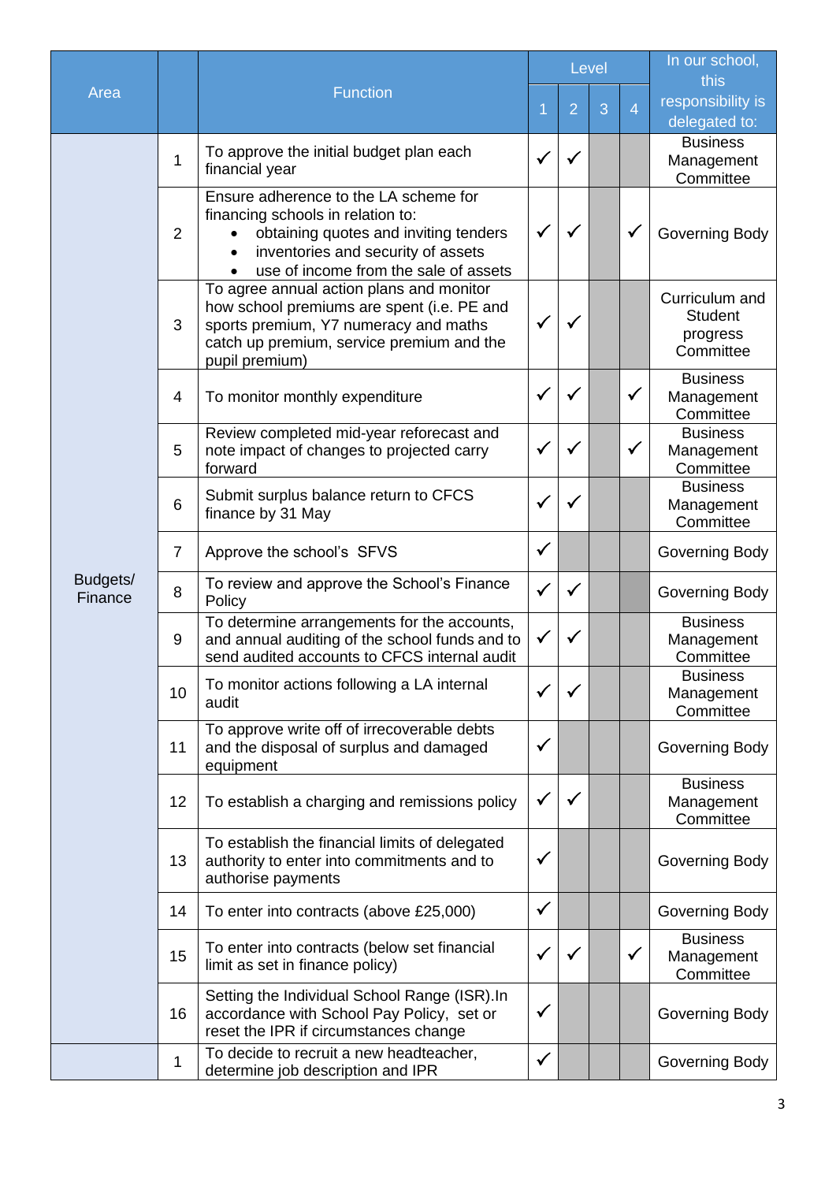| Area | | Function | Level | | | | In our school, this responsibility is delegated to: |
|---|---|---|---|---|---|---|---|
| | | | 1 | 2 | 3 | 4 | |
| Budgets/ Finance | 1 | To approve the initial budget plan each financial year | ✓ | ✓ | | | Business Management Committee |
| | 2 | Ensure adherence to the LA scheme for financing schools in relation to: <br>• obtaining quotes and inviting tenders <br>• inventories and security of assets <br>• use of income from the sale of assets | ✓ | ✓ | | ✓ | Governing Body |
| | 3 | To agree annual action plans and monitor how school premiums are spent (i.e. PE and sports premium, Y7 numeracy and maths catch up premium, service premium and the pupil premium) | ✓ | ✓ | | | Curriculum and Student progress Committee |
| | 4 | To monitor monthly expenditure | ✓ | ✓ | | ✓ | Business Management Committee |
| | 5 | Review completed mid-year reforecast and note impact of changes to projected carry forward | ✓ | ✓ | | ✓ | Business Management Committee |
| | 6 | Submit surplus balance return to CFCS finance by 31 May | ✓ | ✓ | | | Business Management Committee |
| | 7 | Approve the school's SFVS | ✓ | | | | Governing Body |
| | 8 | To review and approve the School's Finance Policy | ✓ | ✓ | | | Governing Body |
| | 9 | To determine arrangements for the accounts, and annual auditing of the school funds and to send audited accounts to CFCS internal audit | ✓ | ✓ | | | Business Management Committee |
| | 10 | To monitor actions following a LA internal audit | ✓ | ✓ | | | Business Management Committee |
| | 11 | To approve write off of irrecoverable debts and the disposal of surplus and damaged equipment | ✓ | | | | Governing Body |
| | 12 | To establish a charging and remissions policy | ✓ | ✓ | | | Business Management Committee |
| | 13 | To establish the financial limits of delegated authority to enter into commitments and to authorise payments | ✓ | | | | Governing Body |
| | 14 | To enter into contracts (above £25,000) | ✓ | | | | Governing Body |
| | 15 | To enter into contracts (below set financial limit as set in finance policy) | ✓ | ✓ | | ✓ | Business Management Committee |
| | 16 | Setting the Individual School Range (ISR).In accordance with School Pay Policy, set or reset the IPR if circumstances change | ✓ | | | | Governing Body |
| | 1 | To decide to recruit a new headteacher, determine job description and IPR | ✓ | | | | Governing Body |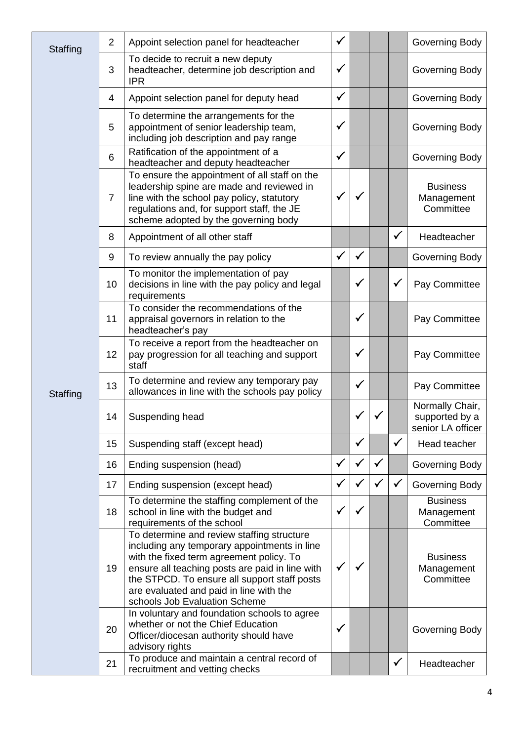| Staffing | 2 | Appoint selection panel for headteacher | ✓ | | | | Governing Body |
|---|---|---|---|---|---|---|---|
| | 3 | To decide to recruit a new deputy headteacher, determine job description and IPR | ✓ | | | | Governing Body |
| | 4 | Appoint selection panel for deputy head | ✓ | | | | Governing Body |
| | 5 | To determine the arrangements for the appointment of senior leadership team, including job description and pay range | ✓ | | | | Governing Body |
| | 6 | Ratification of the appointment of a headteacher and deputy headteacher | ✓ | | | | Governing Body |
| | 7 | To ensure the appointment of all staff on the leadership spine are made and reviewed in line with the school pay policy, statutory regulations and, for support staff, the JE scheme adopted by the governing body | ✓ | ✓ | | | Business Management Committee |
| | 8 | Appointment of all other staff | | | | ✓ | Headteacher |
| | 9 | To review annually the pay policy | ✓ | ✓ | | | Governing Body |
| | 10 | To monitor the implementation of pay decisions in line with the pay policy and legal requirements | | ✓ | | ✓ | Pay Committee |
| | 11 | To consider the recommendations of the appraisal governors in relation to the headteacher's pay | | ✓ | | | Pay Committee |
| | 12 | To receive a report from the headteacher on pay progression for all teaching and support staff | | ✓ | | | Pay Committee |
| Staffing | 13 | To determine and review any temporary pay allowances in line with the schools pay policy | | ✓ | | | Pay Committee |
| | 14 | Suspending head | | ✓ | ✓ | | Normally Chair, supported by a senior LA officer |
| | 15 | Suspending staff (except head) | | ✓ | | ✓ | Head teacher |
| | 16 | Ending suspension (head) | ✓ | ✓ | ✓ | | Governing Body |
| | 17 | Ending suspension (except head) | ✓ | ✓ | ✓ | ✓ | Governing Body |
| | 18 | To determine the staffing complement of the school in line with the budget and requirements of the school | ✓ | ✓ | | | Business Management Committee |
| | 19 | To determine and review staffing structure including any temporary appointments in line with the fixed term agreement policy. To ensure all teaching posts are paid in line with the STPCD. To ensure all support staff posts are evaluated and paid in line with the schools Job Evaluation Scheme | ✓ | ✓ | | | Business Management Committee |
| | 20 | In voluntary and foundation schools to agree whether or not the Chief Education Officer/diocesan authority should have advisory rights | ✓ | | | | Governing Body |
| | 21 | To produce and maintain a central record of recruitment and vetting checks | | | | ✓ | Headteacher |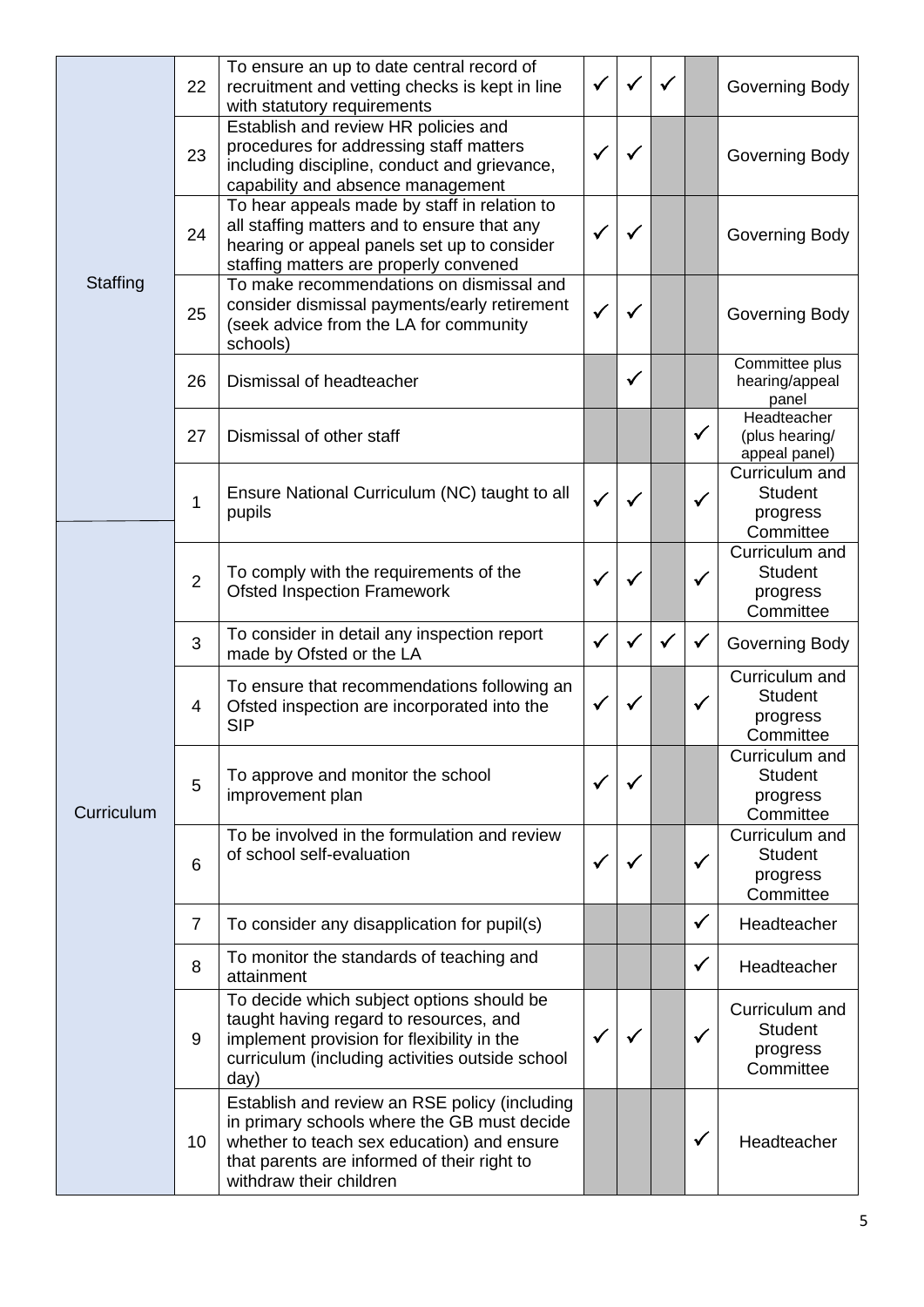| | | | | | | | |
|---|---|---|---|---|---|---|---|
| Staffing | 22 | To ensure an up to date central record of recruitment and vetting checks is kept in line with statutory requirements | ✓ | ✓ | ✓ | | Governing Body |
| | 23 | Establish and review HR policies and procedures for addressing staff matters including discipline, conduct and grievance, capability and absence management | ✓ | ✓ | | | Governing Body |
| | 24 | To hear appeals made by staff in relation to all staffing matters and to ensure that any hearing or appeal panels set up to consider staffing matters are properly convened | ✓ | ✓ | | | Governing Body |
| | 25 | To make recommendations on dismissal and consider dismissal payments/early retirement (seek advice from the LA for community schools) | ✓ | ✓ | | | Governing Body |
| | 26 | Dismissal of headteacher | | ✓ | | | Committee plus hearing/appeal panel |
| | 27 | Dismissal of other staff | | | | ✓ | Headteacher (plus hearing/ appeal panel) |
| Curriculum | 1 | Ensure National Curriculum (NC) taught to all pupils | ✓ | ✓ | | ✓ | Curriculum and Student progress Committee |
| | 2 | To comply with the requirements of the Ofsted Inspection Framework | ✓ | ✓ | | ✓ | Curriculum and Student progress Committee |
| | 3 | To consider in detail any inspection report made by Ofsted or the LA | ✓ | ✓ | ✓ | ✓ | Governing Body |
| | 4 | To ensure that recommendations following an Ofsted inspection are incorporated into the SIP | ✓ | ✓ | | ✓ | Curriculum and Student progress Committee |
| | 5 | To approve and monitor the school improvement plan | ✓ | ✓ | | | Curriculum and Student progress Committee |
| | 6 | To be involved in the formulation and review of school self-evaluation | ✓ | ✓ | | ✓ | Curriculum and Student progress Committee |
| | 7 | To consider any disapplication for pupil(s) | | | | ✓ | Headteacher |
| | 8 | To monitor the standards of teaching and attainment | | | | ✓ | Headteacher |
| | 9 | To decide which subject options should be taught having regard to resources, and implement provision for flexibility in the curriculum (including activities outside school day) | ✓ | ✓ | | ✓ | Curriculum and Student progress Committee |
| | 10 | Establish and review an RSE policy (including in primary schools where the GB must decide whether to teach sex education) and ensure that parents are informed of their right to withdraw their children | | | | ✓ | Headteacher |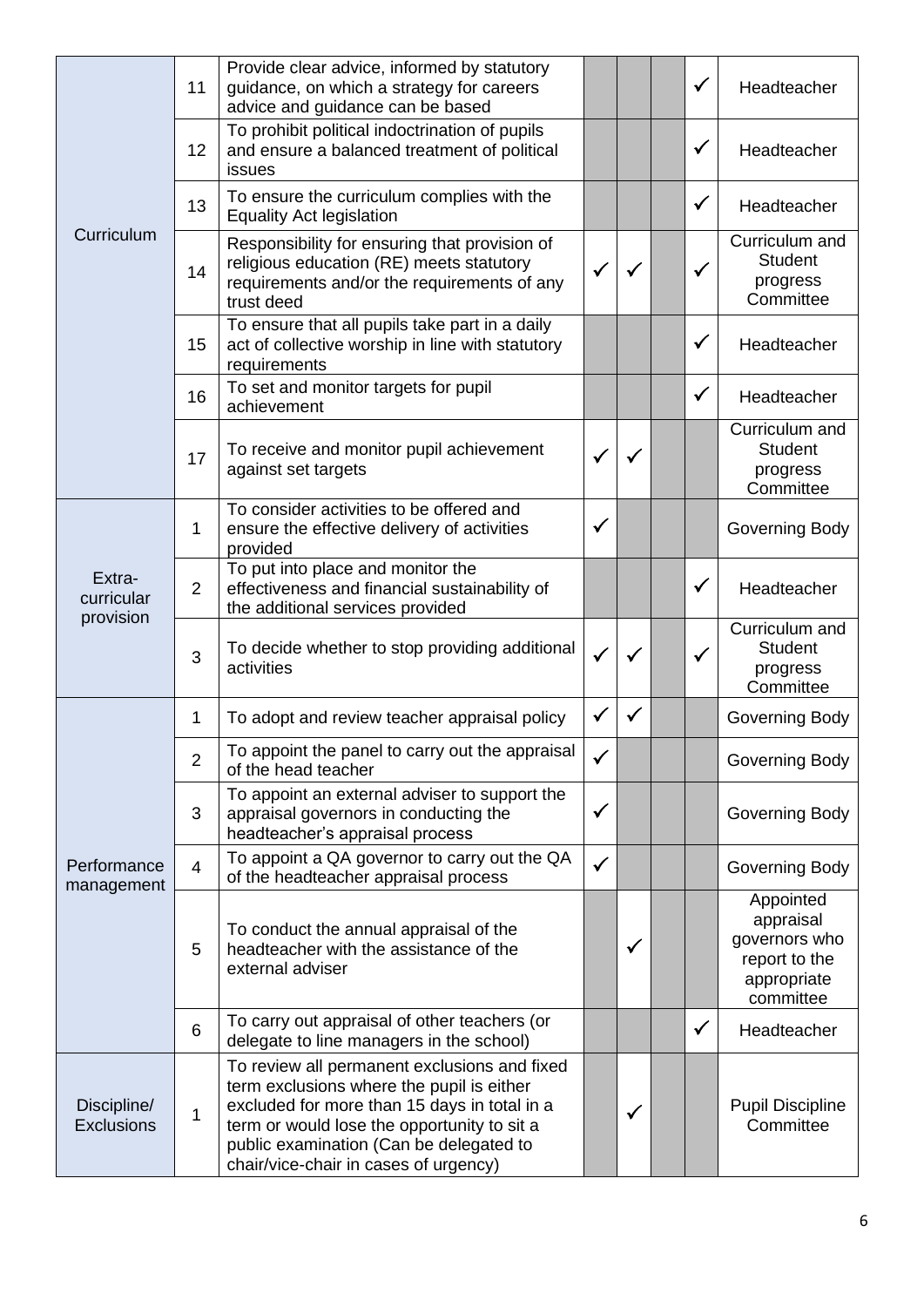| | | | | | | | |
|---|---|---|---|---|---|---|---|
| Curriculum | 11 | Provide clear advice, informed by statutory guidance, on which a strategy for careers advice and guidance can be based | | | | ✓ | Headteacher |
| | 12 | To prohibit political indoctrination of pupils and ensure a balanced treatment of political issues | | | | ✓ | Headteacher |
| | 13 | To ensure the curriculum complies with the Equality Act legislation | | | | ✓ | Headteacher |
| | 14 | Responsibility for ensuring that provision of religious education (RE) meets statutory requirements and/or the requirements of any trust deed | ✓ | ✓ | | ✓ | Curriculum and Student progress Committee |
| | 15 | To ensure that all pupils take part in a daily act of collective worship in line with statutory requirements | | | | ✓ | Headteacher |
| | 16 | To set and monitor targets for pupil achievement | | | | ✓ | Headteacher |
| | 17 | To receive and monitor pupil achievement against set targets | ✓ | ✓ | | | Curriculum and Student progress Committee |
| Extra-curricular provision | 1 | To consider activities to be offered and ensure the effective delivery of activities provided | ✓ | | | | Governing Body |
| | 2 | To put into place and monitor the effectiveness and financial sustainability of the additional services provided | | | | ✓ | Headteacher |
| | 3 | To decide whether to stop providing additional activities | ✓ | ✓ | | ✓ | Curriculum and Student progress Committee |
| Performance management | 1 | To adopt and review teacher appraisal policy | ✓ | ✓ | | | Governing Body |
| | 2 | To appoint the panel to carry out the appraisal of the head teacher | ✓ | | | | Governing Body |
| | 3 | To appoint an external adviser to support the appraisal governors in conducting the headteacher's appraisal process | ✓ | | | | Governing Body |
| | 4 | To appoint a QA governor to carry out the QA of the headteacher appraisal process | ✓ | | | | Governing Body |
| | 5 | To conduct the annual appraisal of the headteacher with the assistance of the external adviser | | ✓ | | | Appointed appraisal governors who report to the appropriate committee |
| | 6 | To carry out appraisal of other teachers (or delegate to line managers in the school) | | | | ✓ | Headteacher |
| Discipline/ Exclusions | 1 | To review all permanent exclusions and fixed term exclusions where the pupil is either excluded for more than 15 days in total in a term or would lose the opportunity to sit a public examination (Can be delegated to chair/vice-chair in cases of urgency) | | ✓ | | | Pupil Discipline Committee |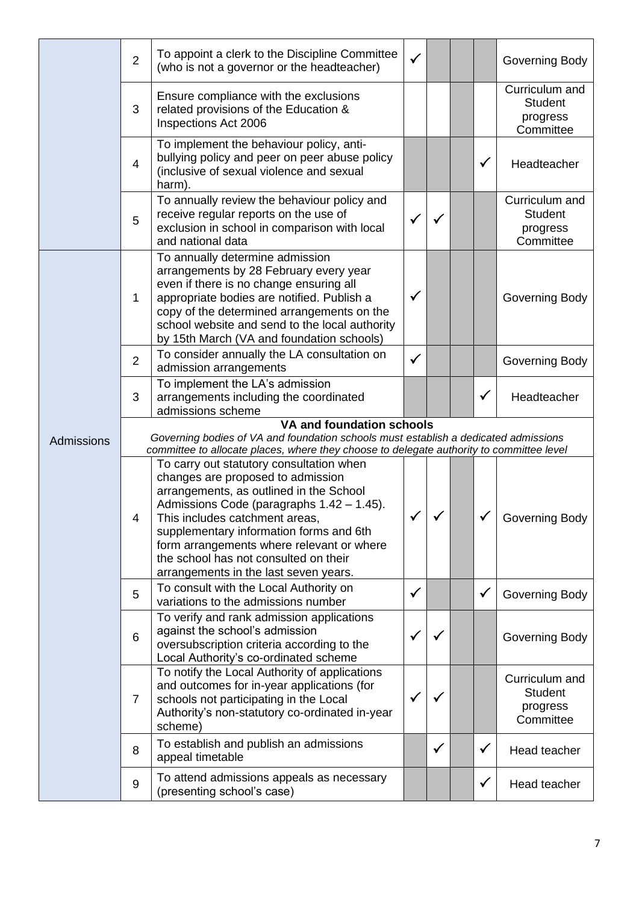| | | | | | | | |
|---|---|---|---|---|---|---|---|
| | 2 | To appoint a clerk to the Discipline Committee (who is not a governor or the headteacher) | ✓ | | | | Governing Body |
| | 3 | Ensure compliance with the exclusions related provisions of the Education & Inspections Act 2006 | | | | | Curriculum and Student progress Committee |
| | 4 | To implement the behaviour policy, anti-bullying policy and peer on peer abuse policy (inclusive of sexual violence and sexual harm). | | | | ✓ | Headteacher |
| | 5 | To annually review the behaviour policy and receive regular reports on the use of exclusion in school in comparison with local and national data | ✓ | ✓ | | | Curriculum and Student progress Committee |
| Admissions | 1 | To annually determine admission arrangements by 28 February every year even if there is no change ensuring all appropriate bodies are notified. Publish a copy of the determined arrangements on the school website and send to the local authority by 15th March (VA and foundation schools) | ✓ | | | | Governing Body |
| | 2 | To consider annually the LA consultation on admission arrangements | ✓ | | | | Governing Body |
| | 3 | To implement the LA's admission arrangements including the coordinated admissions scheme | | | | ✓ | Headteacher |
| | **VA and foundation schools** *Governing bodies of VA and foundation schools must establish a dedicated admissions committee to allocate places, where they choose to delegate authority to committee level* | | | | | | |
| | 4 | To carry out statutory consultation when changes are proposed to admission arrangements, as outlined in the School Admissions Code (paragraphs 1.42 – 1.45). This includes catchment areas, supplementary information forms and 6th form arrangements where relevant or where the school has not consulted on their arrangements in the last seven years. | ✓ | ✓ | | ✓ | Governing Body |
| | 5 | To consult with the Local Authority on variations to the admissions number | ✓ | | | ✓ | Governing Body |
| | 6 | To verify and rank admission applications against the school's admission oversubscription criteria according to the Local Authority's co-ordinated scheme | ✓ | ✓ | | | Governing Body |
| | 7 | To notify the Local Authority of applications and outcomes for in-year applications (for schools not participating in the Local Authority's non-statutory co-ordinated in-year scheme) | ✓ | ✓ | | | Curriculum and Student progress Committee |
| | 8 | To establish and publish an admissions appeal timetable | | ✓ | | ✓ | Head teacher |
| | 9 | To attend admissions appeals as necessary (presenting school's case) | | | | ✓ | Head teacher |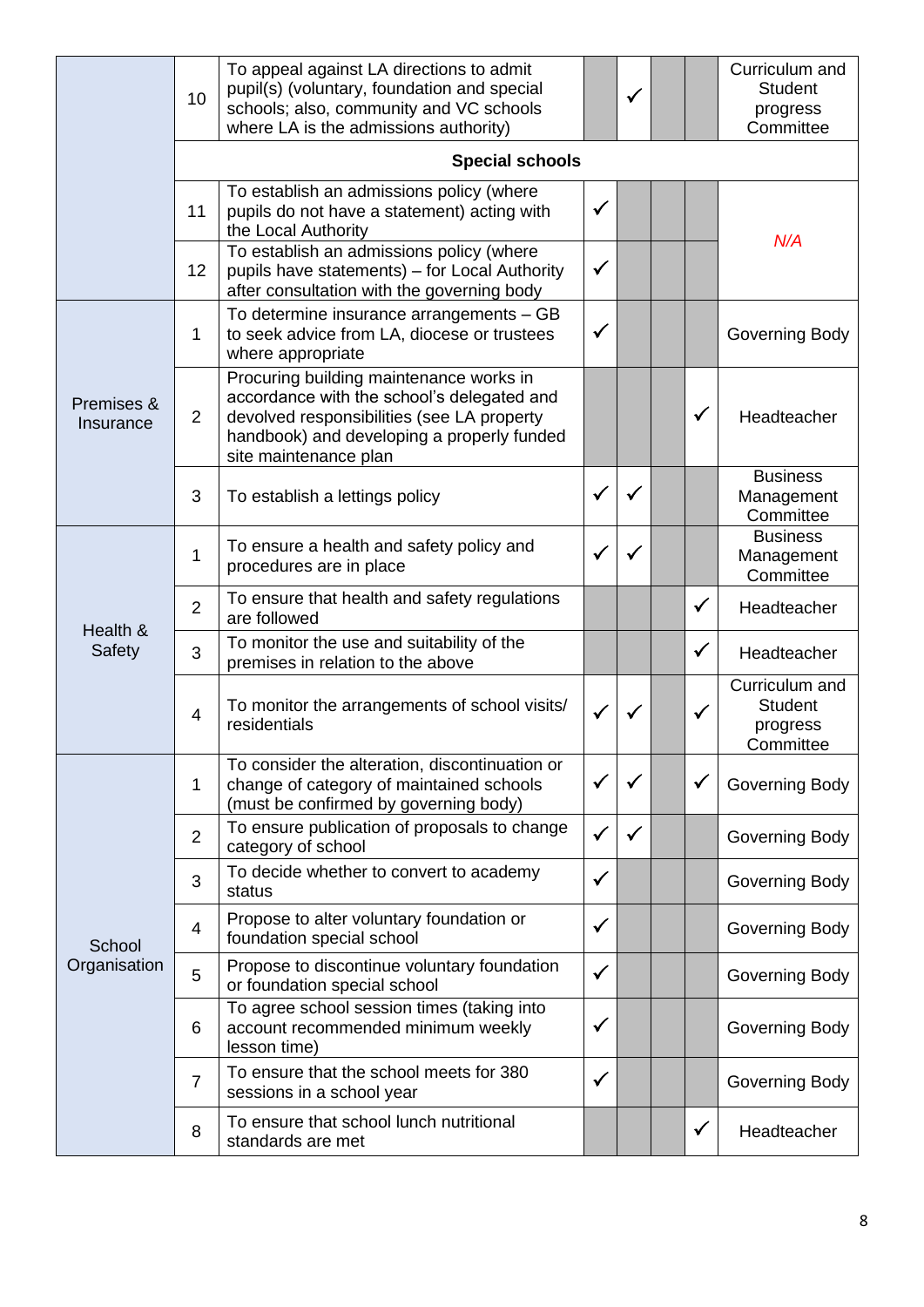| | | | | | | | |
|---|---|---|---|---|---|---|---|
| | 10 | To appeal against LA directions to admit pupil(s) (voluntary, foundation and special schools; also, community and VC schools where LA is the admissions authority) | | ✓ | | | Curriculum and Student progress Committee |
| | | **Special schools** | | | | | |
| | 11 | To establish an admissions policy (where pupils do not have a statement) acting with the Local Authority | ✓ | | | | *N/A* |
| | 12 | To establish an admissions policy (where pupils have statements) – for Local Authority after consultation with the governing body | ✓ | | | | |
| Premises & Insurance | 1 | To determine insurance arrangements – GB to seek advice from LA, diocese or trustees where appropriate | ✓ | | | | Governing Body |
| | 2 | Procuring building maintenance works in accordance with the school's delegated and devolved responsibilities (see LA property handbook) and developing a properly funded site maintenance plan | | | | ✓ | Headteacher |
| | 3 | To establish a lettings policy | ✓ | ✓ | | | Business Management Committee |
| Health & Safety | 1 | To ensure a health and safety policy and procedures are in place | ✓ | ✓ | | | Business Management Committee |
| | 2 | To ensure that health and safety regulations are followed | | | | ✓ | Headteacher |
| | 3 | To monitor the use and suitability of the premises in relation to the above | | | | ✓ | Headteacher |
| | 4 | To monitor the arrangements of school visits/ residentials | ✓ | ✓ | | ✓ | Curriculum and Student progress Committee |
| School Organisation | 1 | To consider the alteration, discontinuation or change of category of maintained schools (must be confirmed by governing body) | ✓ | ✓ | | ✓ | Governing Body |
| | 2 | To ensure publication of proposals to change category of school | ✓ | ✓ | | | Governing Body |
| | 3 | To decide whether to convert to academy status | ✓ | | | | Governing Body |
| | 4 | Propose to alter voluntary foundation or foundation special school | ✓ | | | | Governing Body |
| | 5 | Propose to discontinue voluntary foundation or foundation special school | ✓ | | | | Governing Body |
| | 6 | To agree school session times (taking into account recommended minimum weekly lesson time) | ✓ | | | | Governing Body |
| | 7 | To ensure that the school meets for 380 sessions in a school year | ✓ | | | | Governing Body |
| | 8 | To ensure that school lunch nutritional standards are met | | | | ✓ | Headteacher |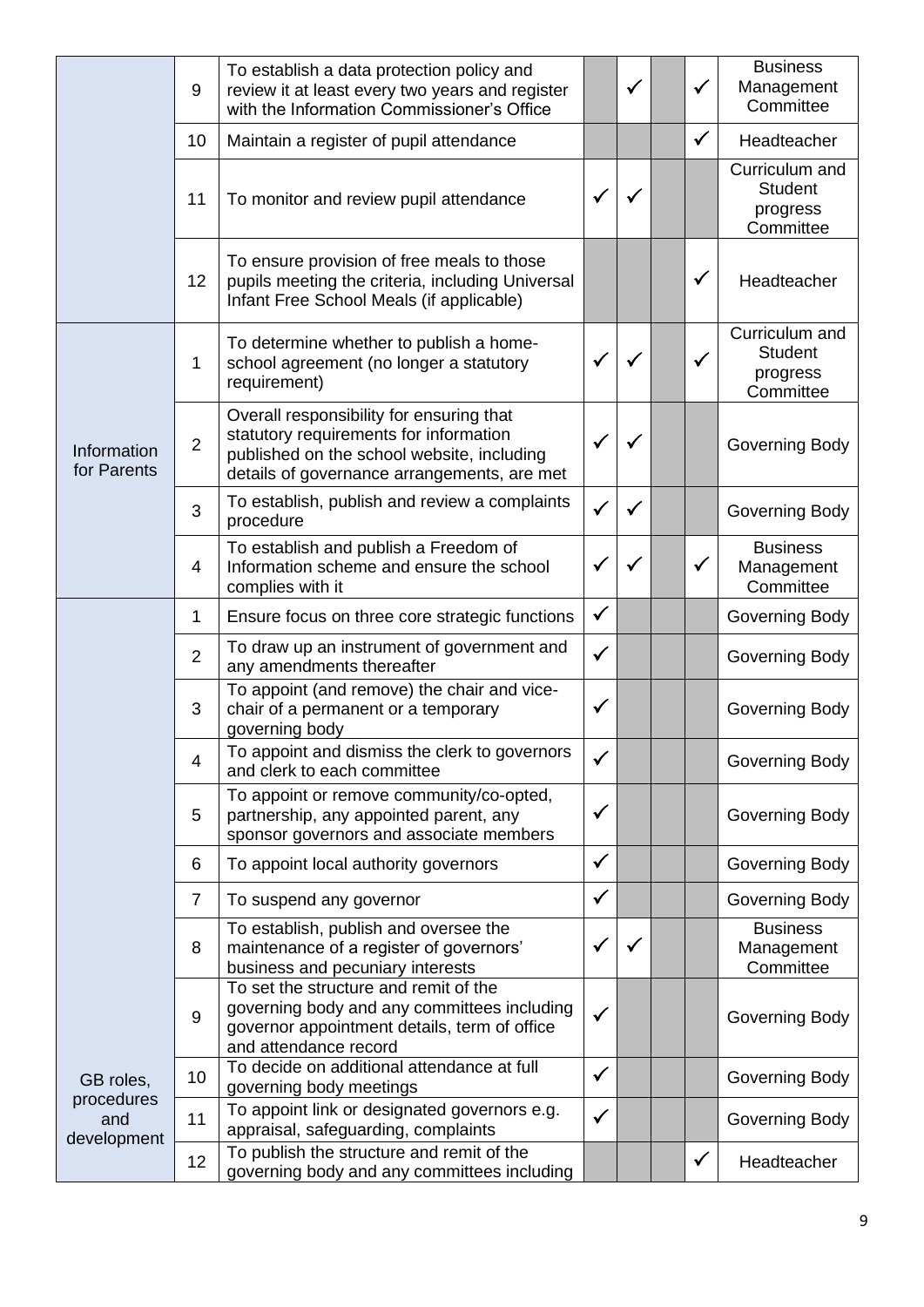| | | | | | | | |
|---|---|---|---|---|---|---|---|
| | 9 | To establish a data protection policy and review it at least every two years and register with the Information Commissioner's Office | | ✓ | | ✓ | Business Management Committee |
| | 10 | Maintain a register of pupil attendance | | | | ✓ | Headteacher |
| | 11 | To monitor and review pupil attendance | ✓ | ✓ | | | Curriculum and Student progress Committee |
| | 12 | To ensure provision of free meals to those pupils meeting the criteria, including Universal Infant Free School Meals (if applicable) | | | | ✓ | Headteacher |
| Information for Parents | 1 | To determine whether to publish a home-school agreement (no longer a statutory requirement) | ✓ | ✓ | | ✓ | Curriculum and Student progress Committee |
| | 2 | Overall responsibility for ensuring that statutory requirements for information published on the school website, including details of governance arrangements, are met | ✓ | ✓ | | | Governing Body |
| | 3 | To establish, publish and review a complaints procedure | ✓ | ✓ | | | Governing Body |
| | 4 | To establish and publish a Freedom of Information scheme and ensure the school complies with it | ✓ | ✓ | | ✓ | Business Management Committee |
| GB roles, procedures and development | 1 | Ensure focus on three core strategic functions | ✓ | | | | Governing Body |
| | 2 | To draw up an instrument of government and any amendments thereafter | ✓ | | | | Governing Body |
| | 3 | To appoint (and remove) the chair and vice-chair of a permanent or a temporary governing body | ✓ | | | | Governing Body |
| | 4 | To appoint and dismiss the clerk to governors and clerk to each committee | ✓ | | | | Governing Body |
| | 5 | To appoint or remove community/co-opted, partnership, any appointed parent, any sponsor governors and associate members | ✓ | | | | Governing Body |
| | 6 | To appoint local authority governors | ✓ | | | | Governing Body |
| | 7 | To suspend any governor | ✓ | | | | Governing Body |
| | 8 | To establish, publish and oversee the maintenance of a register of governors' business and pecuniary interests | ✓ | ✓ | | | Business Management Committee |
| | 9 | To set the structure and remit of the governing body and any committees including governor appointment details, term of office and attendance record | ✓ | | | | Governing Body |
| | 10 | To decide on additional attendance at full governing body meetings | ✓ | | | | Governing Body |
| | 11 | To appoint link or designated governors e.g. appraisal, safeguarding, complaints | ✓ | | | | Governing Body |
| | 12 | To publish the structure and remit of the governing body and any committees including | | | | ✓ | Headteacher |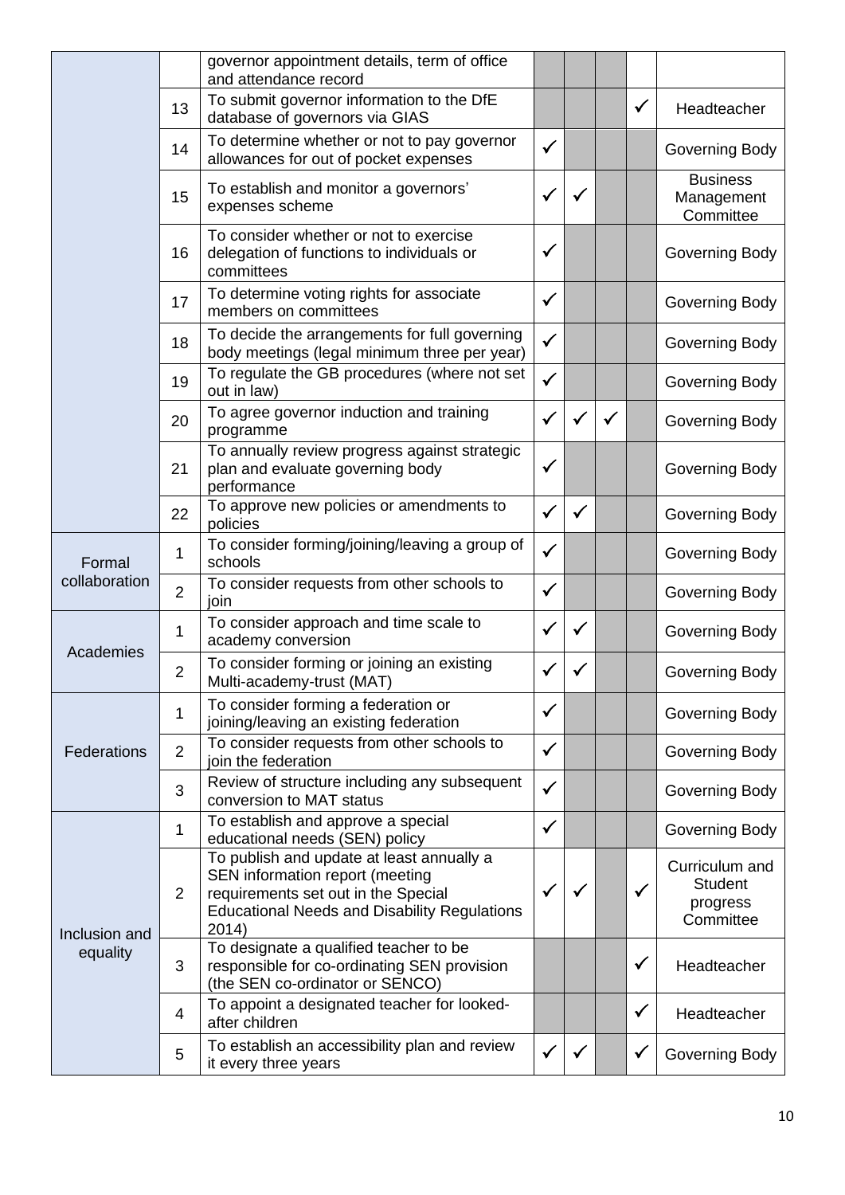| | | | | | | | |
|---|---|---|---|---|---|---|---|
| | | governor appointment details, term of office and attendance record | | | | | |
| | 13 | To submit governor information to the DfE database of governors via GIAS | | | | ✓ | Headteacher |
| | 14 | To determine whether or not to pay governor allowances for out of pocket expenses | ✓ | | | | Governing Body |
| | 15 | To establish and monitor a governors' expenses scheme | ✓ | ✓ | | | Business Management Committee |
| | 16 | To consider whether or not to exercise delegation of functions to individuals or committees | ✓ | | | | Governing Body |
| | 17 | To determine voting rights for associate members on committees | ✓ | | | | Governing Body |
| | 18 | To decide the arrangements for full governing body meetings (legal minimum three per year) | ✓ | | | | Governing Body |
| | 19 | To regulate the GB procedures (where not set out in law) | ✓ | | | | Governing Body |
| | 20 | To agree governor induction and training programme | ✓ | ✓ | ✓ | | Governing Body |
| | 21 | To annually review progress against strategic plan and evaluate governing body performance | ✓ | | | | Governing Body |
| | 22 | To approve new policies or amendments to policies | ✓ | ✓ | | | Governing Body |
| Formal collaboration | 1 | To consider forming/joining/leaving a group of schools | ✓ | | | | Governing Body |
| | 2 | To consider requests from other schools to join | ✓ | | | | Governing Body |
| Academies | 1 | To consider approach and time scale to academy conversion | ✓ | ✓ | | | Governing Body |
| | 2 | To consider forming or joining an existing Multi-academy-trust (MAT) | ✓ | ✓ | | | Governing Body |
| Federations | 1 | To consider forming a federation or joining/leaving an existing federation | ✓ | | | | Governing Body |
| | 2 | To consider requests from other schools to join the federation | ✓ | | | | Governing Body |
| | 3 | Review of structure including any subsequent conversion to MAT status | ✓ | | | | Governing Body |
| Inclusion and equality | 1 | To establish and approve a special educational needs (SEN) policy | ✓ | | | | Governing Body |
| | 2 | To publish and update at least annually a SEN information report (meeting requirements set out in the Special Educational Needs and Disability Regulations 2014) | ✓ | ✓ | | ✓ | Curriculum and Student progress Committee |
| | 3 | To designate a qualified teacher to be responsible for co-ordinating SEN provision (the SEN co-ordinator or SENCO) | | | | ✓ | Headteacher |
| | 4 | To appoint a designated teacher for looked-after children | | | | ✓ | Headteacher |
| | 5 | To establish an accessibility plan and review it every three years | ✓ | ✓ | | ✓ | Governing Body |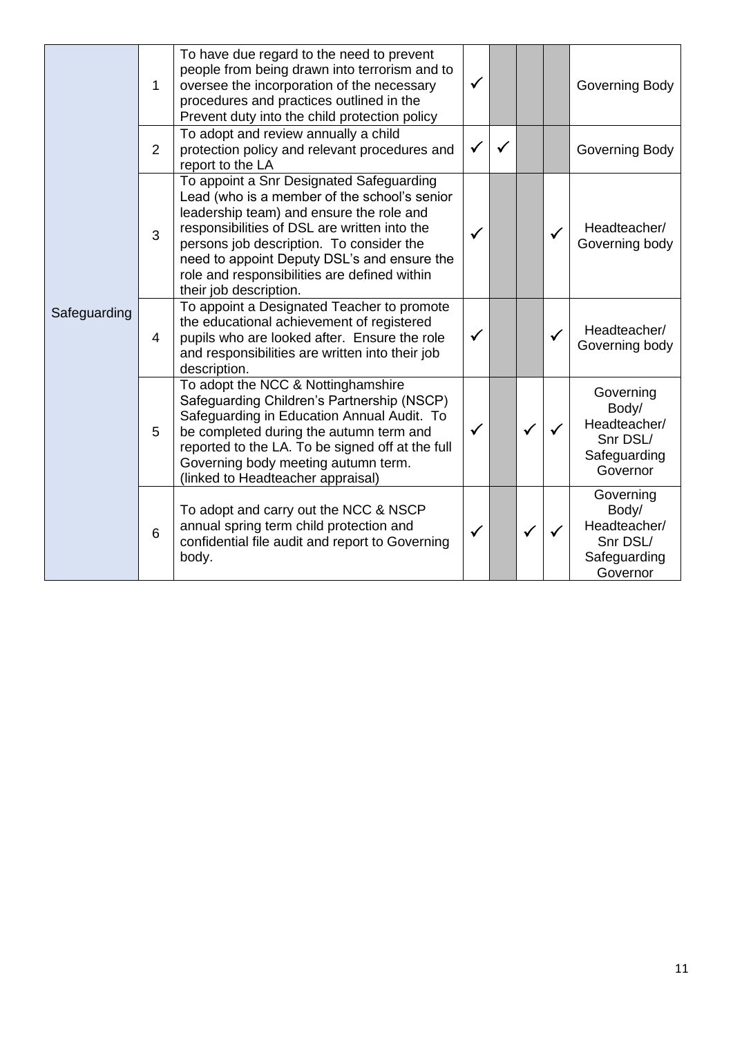| | | | | | | | |
|---|---|---|---|---|---|---|---|
| Safeguarding | 1 | To have due regard to the need to prevent people from being drawn into terrorism and to oversee the incorporation of the necessary procedures and practices outlined in the Prevent duty into the child protection policy | ✓ | | | | Governing Body |
| | 2 | To adopt and review annually a child protection policy and relevant procedures and report to the LA | ✓ | ✓ | | | Governing Body |
| | 3 | To appoint a Snr Designated Safeguarding Lead (who is a member of the school's senior leadership team) and ensure the role and responsibilities of DSL are written into the persons job description. To consider the need to appoint Deputy DSL's and ensure the role and responsibilities are defined within their job description. | ✓ | | | ✓ | Headteacher/ Governing body |
| | 4 | To appoint a Designated Teacher to promote the educational achievement of registered pupils who are looked after. Ensure the role and responsibilities are written into their job description. | ✓ | | | ✓ | Headteacher/ Governing body |
| | 5 | To adopt the NCC & Nottinghamshire Safeguarding Children's Partnership (NSCP) Safeguarding in Education Annual Audit. To be completed during the autumn term and reported to the LA. To be signed off at the full Governing body meeting autumn term. (linked to Headteacher appraisal) | ✓ | | ✓ | ✓ | Governing Body/ Headteacher/ Snr DSL/ Safeguarding Governor |
| | 6 | To adopt and carry out the NCC & NSCP annual spring term child protection and confidential file audit and report to Governing body. | ✓ | | ✓ | ✓ | Governing Body/ Headteacher/ Snr DSL/ Safeguarding Governor |